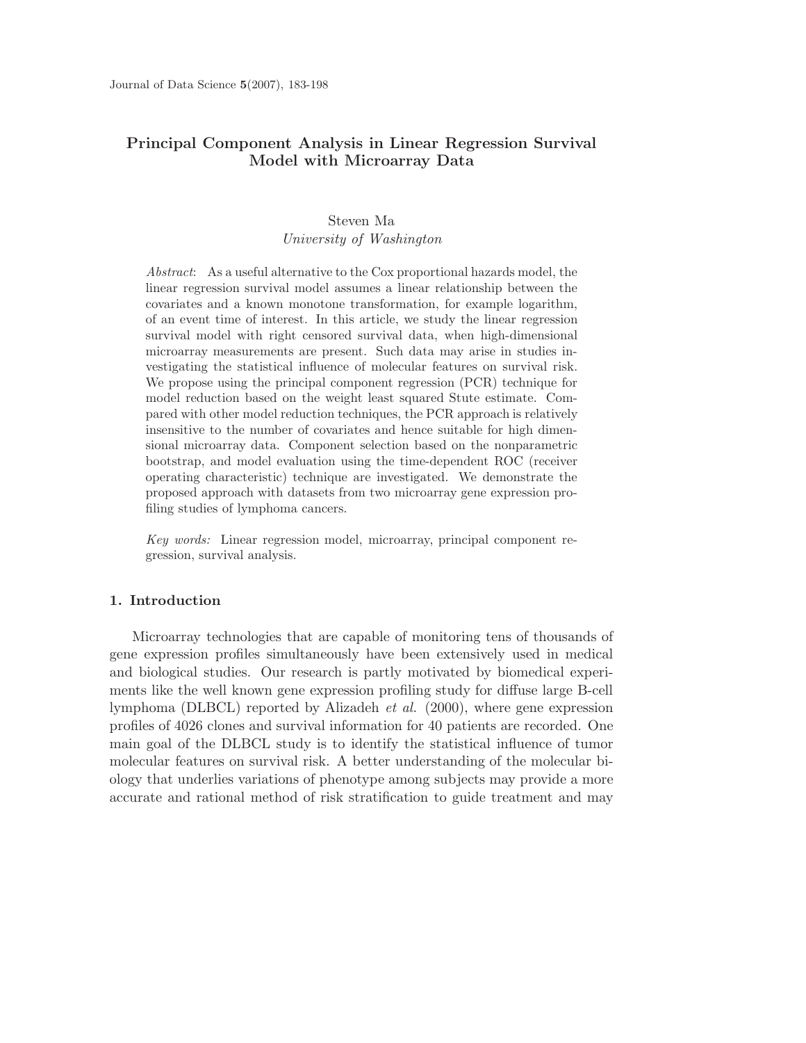# Principal Component Analysis in Linear Regression Survival Model with Microarray Data

Steven Ma

*University of Washington*

*Abstract*: As a useful alternative to the Cox proportional hazards model, the linear regression survival model assumes a linear relationship between the covariates and a known monotone transformation, for example logarithm, of an event time of interest. In this article, we study the linear regression survival model with right censored survival data, when high-dimensional microarray measurements are present. Such data may arise in studies investigating the statistical influence of molecular features on survival risk. We propose using the principal component regression (PCR) technique for model reduction based on the weight least squared Stute estimate. Compared with other model reduction techniques, the PCR approach is relatively insensitive to the number of covariates and hence suitable for high dimensional microarray data. Component selection based on the nonparametric bootstrap, and model evaluation using the time-dependent ROC (receiver operating characteristic) technique are investigated. We demonstrate the proposed approach with datasets from two microarray gene expression profiling studies of lymphoma cancers.

*Key words:* Linear regression model, microarray, principal component regression, survival analysis.

## 1. Introduction

Microarray technologies that are capable of monitoring tens of thousands of gene expression profiles simultaneously have been extensively used in medical and biological studies. Our research is partly motivated by biomedical experiments like the well known gene expression profiling study for diffuse large B-cell lymphoma (DLBCL) reported by Alizadeh *et al.* (2000), where gene expression profiles of 4026 clones and survival information for 40 patients are recorded. One main goal of the DLBCL study is to identify the statistical influence of tumor molecular features on survival risk. A better understanding of the molecular biology that underlies variations of phenotype among subjects may provide a more accurate and rational method of risk stratification to guide treatment and may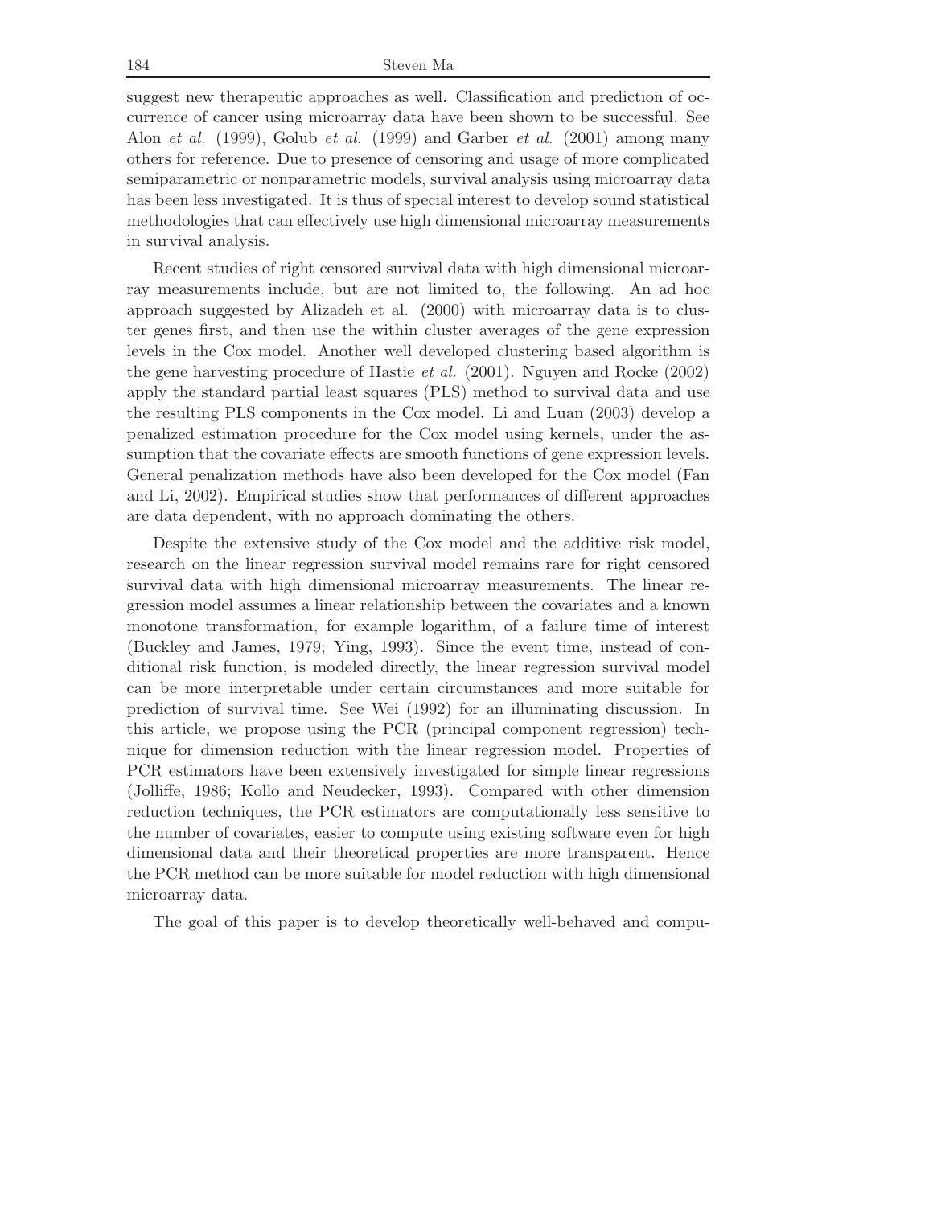suggest new therapeutic approaches as well. Classification and prediction of occurrence of cancer using microarray data have been shown to be successful. See Alon *et al.* (1999), Golub *et al.* (1999) and Garber *et al.* (2001) among many others for reference. Due to presence of censoring and usage of more complicated semiparametric or nonparametric models, survival analysis using microarray data has been less investigated. It is thus of special interest to develop sound statistical methodologies that can effectively use high dimensional microarray measurements in survival analysis.

Recent studies of right censored survival data with high dimensional microarray measurements include, but are not limited to, the following. An ad hoc approach suggested by Alizadeh et al. (2000) with microarray data is to cluster genes first, and then use the within cluster averages of the gene expression levels in the Cox model. Another well developed clustering based algorithm is the gene harvesting procedure of Hastie *et al.* (2001). Nguyen and Rocke (2002) apply the standard partial least squares (PLS) method to survival data and use the resulting PLS components in the Cox model. Li and Luan (2003) develop a penalized estimation procedure for the Cox model using kernels, under the assumption that the covariate effects are smooth functions of gene expression levels. General penalization methods have also been developed for the Cox model (Fan and Li, 2002). Empirical studies show that performances of different approaches are data dependent, with no approach dominating the others.

Despite the extensive study of the Cox model and the additive risk model, research on the linear regression survival model remains rare for right censored survival data with high dimensional microarray measurements. The linear regression model assumes a linear relationship between the covariates and a known monotone transformation, for example logarithm, of a failure time of interest (Buckley and James, 1979; Ying, 1993). Since the event time, instead of conditional risk function, is modeled directly, the linear regression survival model can be more interpretable under certain circumstances and more suitable for prediction of survival time. See Wei (1992) for an illuminating discussion. In this article, we propose using the PCR (principal component regression) technique for dimension reduction with the linear regression model. Properties of PCR estimators have been extensively investigated for simple linear regressions (Jolliffe, 1986; Kollo and Neudecker, 1993). Compared with other dimension reduction techniques, the PCR estimators are computationally less sensitive to the number of covariates, easier to compute using existing software even for high dimensional data and their theoretical properties are more transparent. Hence the PCR method can be more suitable for model reduction with high dimensional microarray data.

The goal of this paper is to develop theoretically well-behaved and compu-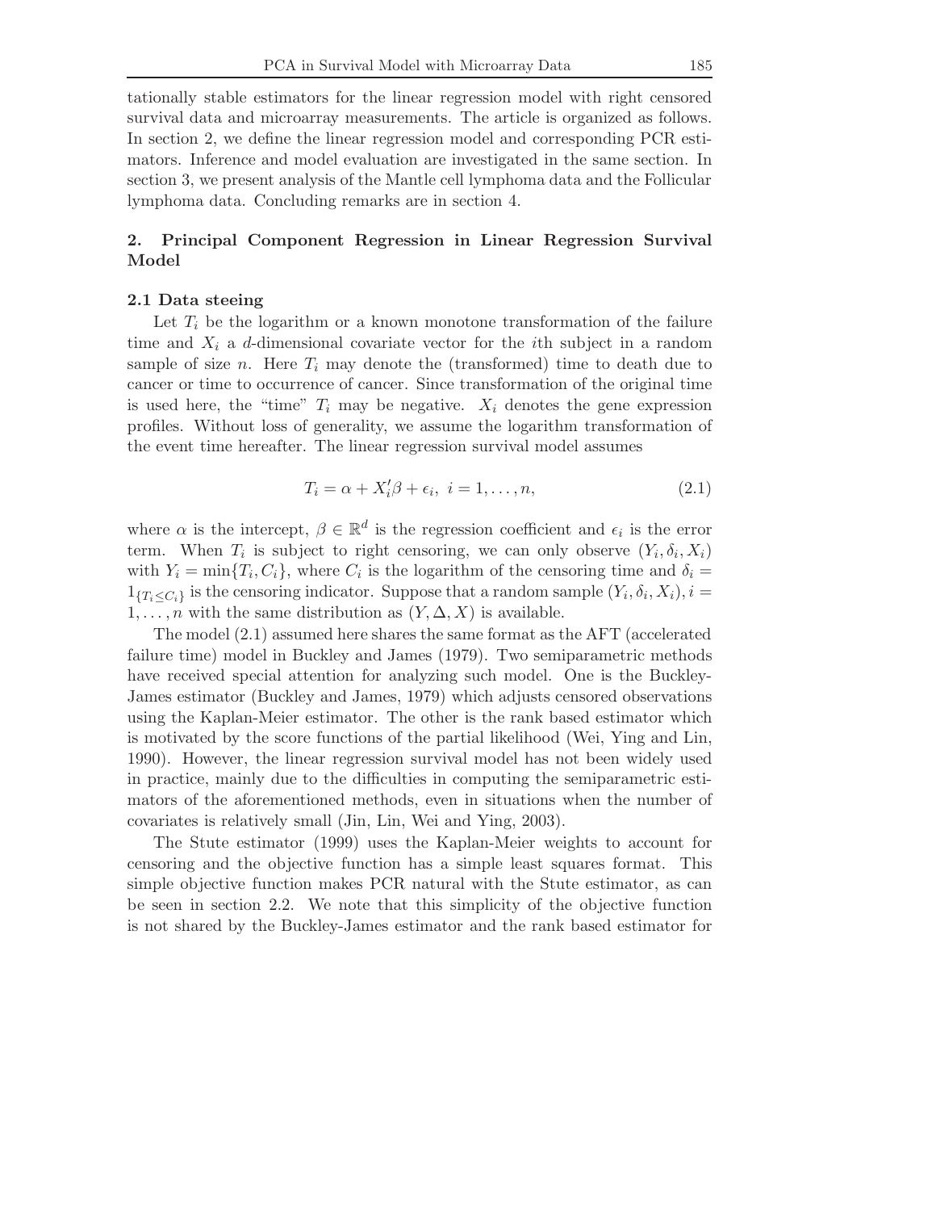tationally stable estimators for the linear regression model with right censored survival data and microarray measurements. The article is organized as follows. In section 2, we define the linear regression model and corresponding PCR estimators. Inference and model evaluation are investigated in the same section. In section 3, we present analysis of the Mantle cell lymphoma data and the Follicular lymphoma data. Concluding remarks are in section 4.

## 2. Principal Component Regression in Linear Regression Survival Model

### 2.1 Data steeing

Let $T_i$ be the logarithm or a known monotone transformation of the failure time and $X_i$ a $d$-dimensional covariate vector for the $i$th subject in a random sample of size $n$. Here $T_i$ may denote the (transformed) time to death due to cancer or time to occurrence of cancer. Since transformation of the original time is used here, the "time" $T_i$ may be negative. $X_i$ denotes the gene expression profiles. Without loss of generality, we assume the logarithm transformation of the event time hereafter. The linear regression survival model assumes

$$T_i = \alpha + X_i'\beta + \epsilon_i, \ i = 1, \ldots, n, \tag{2.1}$$

where $\alpha$ is the intercept, $\beta \in \mathbb{R}^d$ is the regression coefficient and $\epsilon_i$ is the error term. When $T_i$ is subject to right censoring, we can only observe $(Y_i, \delta_i, X_i)$ with $Y_i = \min\{T_i, C_i\}$, where $C_i$ is the logarithm of the censoring time and $\delta_i = 1_{\{T_i \le C_i\}}$ is the censoring indicator. Suppose that a random sample $(Y_i, \delta_i, X_i), i = 1, \ldots, n$ with the same distribution as $(Y, \Delta, X)$ is available.

The model (2.1) assumed here shares the same format as the AFT (accelerated failure time) model in Buckley and James (1979). Two semiparametric methods have received special attention for analyzing such model. One is the Buckley-James estimator (Buckley and James, 1979) which adjusts censored observations using the Kaplan-Meier estimator. The other is the rank based estimator which is motivated by the score functions of the partial likelihood (Wei, Ying and Lin, 1990). However, the linear regression survival model has not been widely used in practice, mainly due to the difficulties in computing the semiparametric estimators of the aforementioned methods, even in situations when the number of covariates is relatively small (Jin, Lin, Wei and Ying, 2003).

The Stute estimator (1999) uses the Kaplan-Meier weights to account for censoring and the objective function has a simple least squares format. This simple objective function makes PCR natural with the Stute estimator, as can be seen in section 2.2. We note that this simplicity of the objective function is not shared by the Buckley-James estimator and the rank based estimator for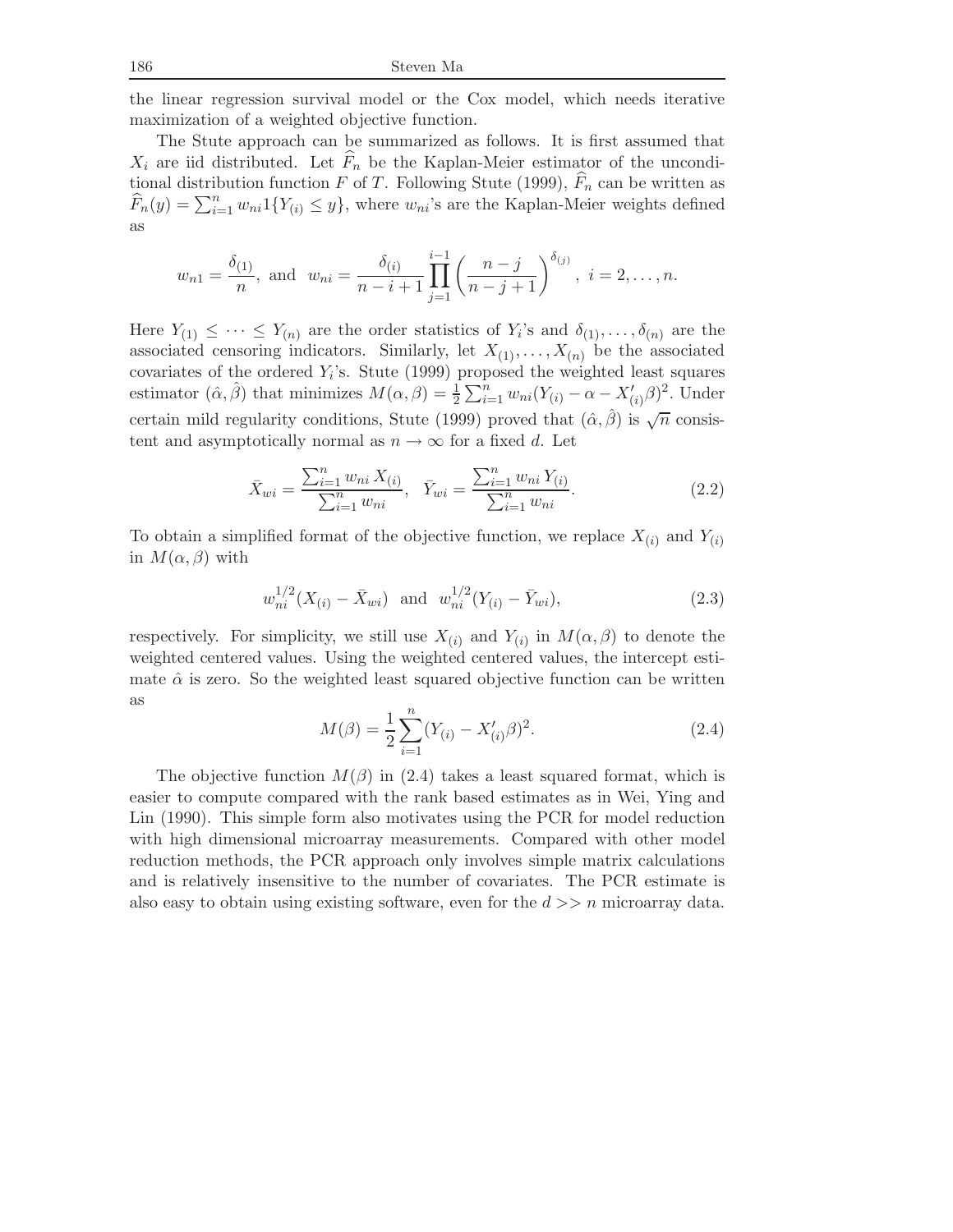the linear regression survival model or the Cox model, which needs iterative maximization of a weighted objective function.

The Stute approach can be summarized as follows. It is first assumed that $X_i$ are iid distributed. Let $\widehat{F}_n$ be the Kaplan-Meier estimator of the unconditional distribution function $F$ of $T$. Following Stute (1999), $\widehat{F}_n$ can be written as $\widehat{F}_n(y) = \sum_{i=1}^n w_{ni} 1\{Y_{(i)} \leq y\}$, where $w_{ni}$'s are the Kaplan-Meier weights defined as

$$w_{n1} = \frac{\delta_{(1)}}{n}, \text{ and } w_{ni} = \frac{\delta_{(i)}}{n-i+1} \prod_{j=1}^{i-1} \left( \frac{n-j}{n-j+1} \right)^{\delta_{(j)}}, \ i = 2, \ldots, n.$$

Here $Y_{(1)} \leq \cdots \leq Y_{(n)}$ are the order statistics of $Y_i$'s and $\delta_{(1)}, \ldots, \delta_{(n)}$ are the associated censoring indicators. Similarly, let $X_{(1)}, \ldots, X_{(n)}$ be the associated covariates of the ordered $Y_i$'s. Stute (1999) proposed the weighted least squares estimator $(\hat{\alpha}, \hat{\beta})$ that minimizes $M(\alpha, \beta) = \frac{1}{2} \sum_{i=1}^n w_{ni}(Y_{(i)} - \alpha - X'_{(i)}\beta)^2$. Under certain mild regularity conditions, Stute (1999) proved that $(\hat{\alpha}, \hat{\beta})$ is $\sqrt{n}$ consistent and asymptotically normal as $n \to \infty$ for a fixed $d$. Let

$$\bar{X}_{wi} = \frac{\sum_{i=1}^n w_{ni} X_{(i)}}{\sum_{i=1}^n w_{ni}}, \quad \bar{Y}_{wi} = \frac{\sum_{i=1}^n w_{ni} Y_{(i)}}{\sum_{i=1}^n w_{ni}}. \tag{2.2}$$

To obtain a simplified format of the objective function, we replace $X_{(i)}$ and $Y_{(i)}$ in $M(\alpha, \beta)$ with

$$w_{ni}^{1/2}(X_{(i)} - \bar{X}_{wi}) \text{ and } w_{ni}^{1/2}(Y_{(i)} - \bar{Y}_{wi}), \tag{2.3}$$

respectively. For simplicity, we still use $X_{(i)}$ and $Y_{(i)}$ in $M(\alpha, \beta)$ to denote the weighted centered values. Using the weighted centered values, the intercept estimate $\hat{\alpha}$ is zero. So the weighted least squared objective function can be written as

$$M(\beta) = \frac{1}{2} \sum_{i=1}^n (Y_{(i)} - X'_{(i)}\beta)^2. \tag{2.4}$$

The objective function $M(\beta)$ in (2.4) takes a least squared format, which is easier to compute compared with the rank based estimates as in Wei, Ying and Lin (1990). This simple form also motivates using the PCR for model reduction with high dimensional microarray measurements. Compared with other model reduction methods, the PCR approach only involves simple matrix calculations and is relatively insensitive to the number of covariates. The PCR estimate is also easy to obtain using existing software, even for the $d >> n$ microarray data.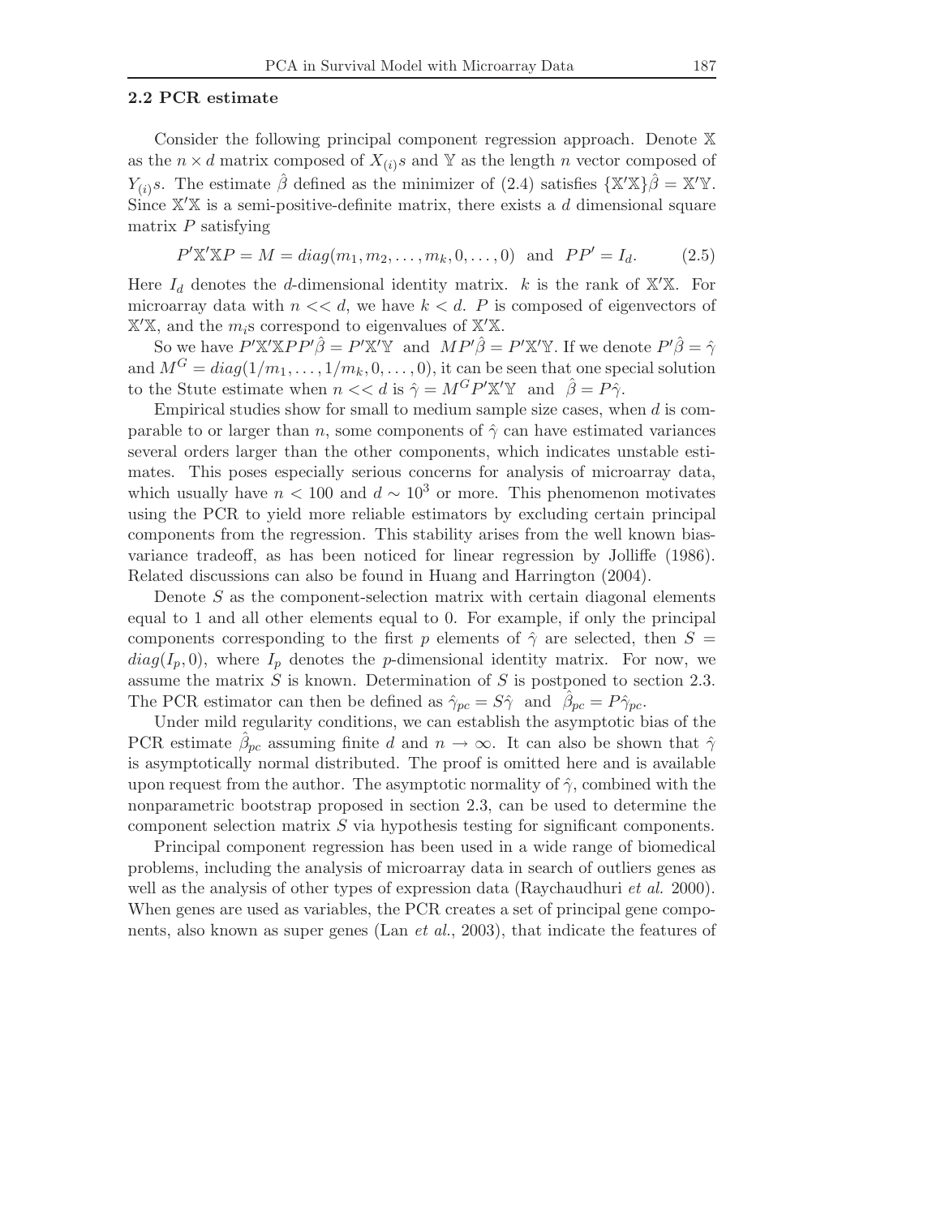### 2.2 PCR estimate

Consider the following principal component regression approach. Denote $\mathbb{X}$ as the $n \times d$ matrix composed of $X_{(i)}s$ and $\mathbb{Y}$ as the length $n$ vector composed of $Y_{(i)}s$. The estimate $\hat{\beta}$ defined as the minimizer of (2.4) satisfies $\{\mathbb{X}'\mathbb{X}\}\hat{\beta} = \mathbb{X}'\mathbb{Y}$. Since $\mathbb{X}'\mathbb{X}$ is a semi-positive-definite matrix, there exists a $d$ dimensional square matrix $P$ satisfying

$$P'\mathbb{X}'\mathbb{X}P = M = diag(m_1, m_2, \ldots, m_k, 0, \ldots, 0) \text{ and } PP' = I_d. \tag{2.5}$$

Here $I_d$ denotes the $d$-dimensional identity matrix. $k$ is the rank of $\mathbb{X}'\mathbb{X}$. For microarray data with $n << d$, we have $k < d$. $P$ is composed of eigenvectors of $\mathbb{X}'\mathbb{X}$, and the $m_i$s correspond to eigenvalues of $\mathbb{X}'\mathbb{X}$.

So we have $P'\mathbb{X}'\mathbb{X}PP'\hat{\beta} = P'\mathbb{X}'\mathbb{Y}$ and $MP'\hat{\beta} = P'\mathbb{X}'\mathbb{Y}$. If we denote $P'\hat{\beta} = \hat{\gamma}$ and $M^G = diag(1/m_1, \ldots, 1/m_k, 0, \ldots, 0)$, it can be seen that one special solution to the Stute estimate when $n << d$ is $\hat{\gamma} = M^G P'\mathbb{X}'\mathbb{Y}$ and $\hat{\beta} = P\hat{\gamma}$.

Empirical studies show for small to medium sample size cases, when $d$ is comparable to or larger than $n$, some components of $\hat{\gamma}$ can have estimated variances several orders larger than the other components, which indicates unstable estimates. This poses especially serious concerns for analysis of microarray data, which usually have $n < 100$ and $d \sim 10^3$ or more. This phenomenon motivates using the PCR to yield more reliable estimators by excluding certain principal components from the regression. This stability arises from the well known bias-variance tradeoff, as has been noticed for linear regression by Jolliffe (1986). Related discussions can also be found in Huang and Harrington (2004).

Denote $S$ as the component-selection matrix with certain diagonal elements equal to 1 and all other elements equal to 0. For example, if only the principal components corresponding to the first $p$ elements of $\hat{\gamma}$ are selected, then $S = diag(I_p, 0)$, where $I_p$ denotes the $p$-dimensional identity matrix. For now, we assume the matrix $S$ is known. Determination of $S$ is postponed to section 2.3. The PCR estimator can then be defined as $\hat{\gamma}_{pc} = S\hat{\gamma}$ and $\hat{\beta}_{pc} = P\hat{\gamma}_{pc}$.

Under mild regularity conditions, we can establish the asymptotic bias of the PCR estimate $\hat{\beta}_{pc}$ assuming finite $d$ and $n \to \infty$. It can also be shown that $\hat{\gamma}$ is asymptotically normal distributed. The proof is omitted here and is available upon request from the author. The asymptotic normality of $\hat{\gamma}$, combined with the nonparametric bootstrap proposed in section 2.3, can be used to determine the component selection matrix $S$ via hypothesis testing for significant components.

Principal component regression has been used in a wide range of biomedical problems, including the analysis of microarray data in search of outliers genes as well as the analysis of other types of expression data (Raychaudhuri *et al.* 2000). When genes are used as variables, the PCR creates a set of principal gene components, also known as super genes (Lan *et al.*, 2003), that indicate the features of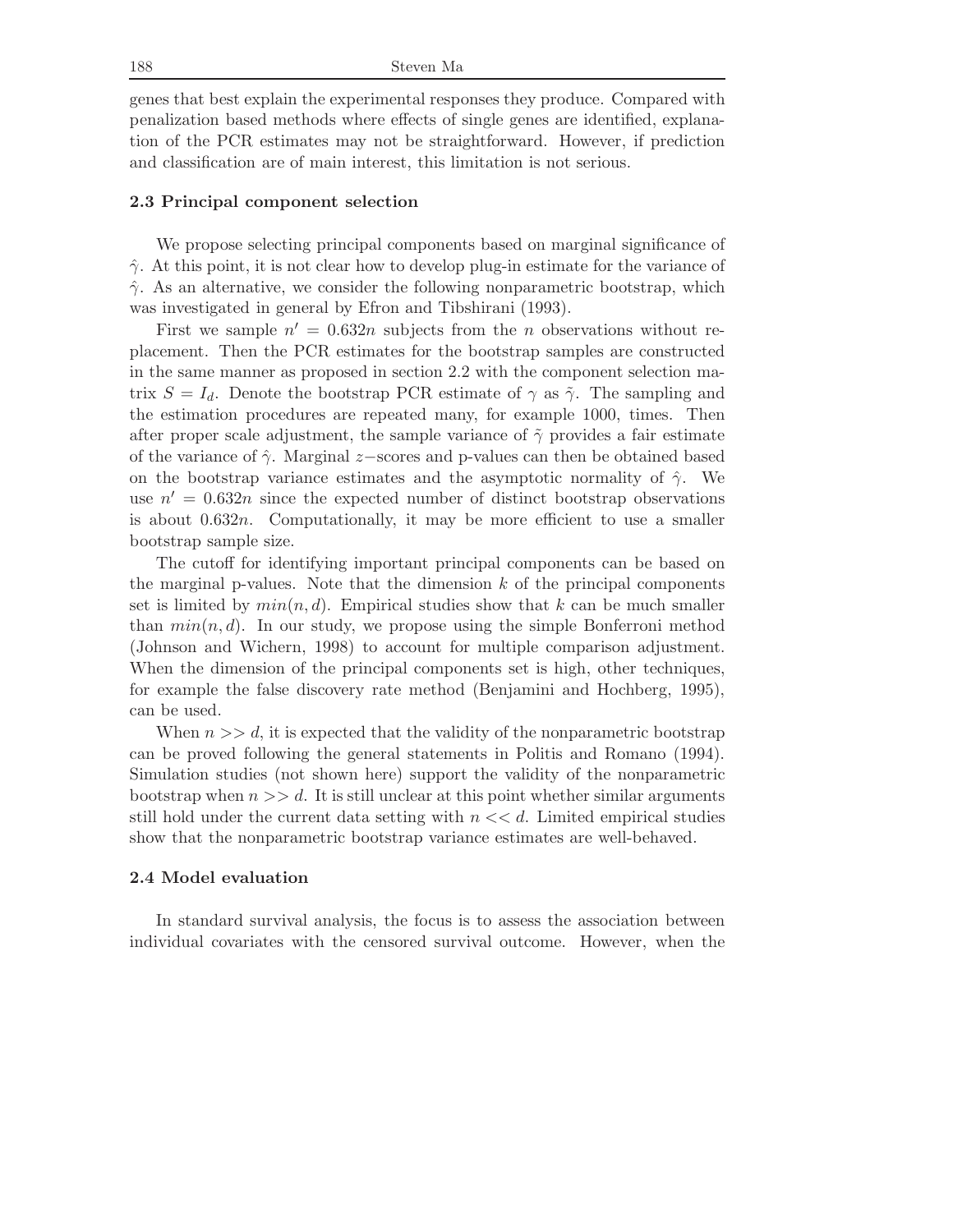genes that best explain the experimental responses they produce. Compared with penalization based methods where effects of single genes are identified, explanation of the PCR estimates may not be straightforward. However, if prediction and classification are of main interest, this limitation is not serious.

### 2.3 Principal component selection

We propose selecting principal components based on marginal significance of $\hat{\gamma}$. At this point, it is not clear how to develop plug-in estimate for the variance of $\hat{\gamma}$. As an alternative, we consider the following nonparametric bootstrap, which was investigated in general by Efron and Tibshirani (1993).

First we sample $n' = 0.632n$ subjects from the $n$ observations without replacement. Then the PCR estimates for the bootstrap samples are constructed in the same manner as proposed in section 2.2 with the component selection matrix $S = I_d$. Denote the bootstrap PCR estimate of $\gamma$ as $\tilde{\gamma}$. The sampling and the estimation procedures are repeated many, for example 1000, times. Then after proper scale adjustment, the sample variance of $\tilde{\gamma}$ provides a fair estimate of the variance of $\hat{\gamma}$. Marginal $z-$scores and p-values can then be obtained based on the bootstrap variance estimates and the asymptotic normality of $\hat{\gamma}$. We use $n' = 0.632n$ since the expected number of distinct bootstrap observations is about $0.632n$. Computationally, it may be more efficient to use a smaller bootstrap sample size.

The cutoff for identifying important principal components can be based on the marginal p-values. Note that the dimension $k$ of the principal components set is limited by $min(n, d)$. Empirical studies show that $k$ can be much smaller than $min(n, d)$. In our study, we propose using the simple Bonferroni method (Johnson and Wichern, 1998) to account for multiple comparison adjustment. When the dimension of the principal components set is high, other techniques, for example the false discovery rate method (Benjamini and Hochberg, 1995), can be used.

When $n >> d$, it is expected that the validity of the nonparametric bootstrap can be proved following the general statements in Politis and Romano (1994). Simulation studies (not shown here) support the validity of the nonparametric bootstrap when $n >> d$. It is still unclear at this point whether similar arguments still hold under the current data setting with $n << d$. Limited empirical studies show that the nonparametric bootstrap variance estimates are well-behaved.

### 2.4 Model evaluation

In standard survival analysis, the focus is to assess the association between individual covariates with the censored survival outcome. However, when the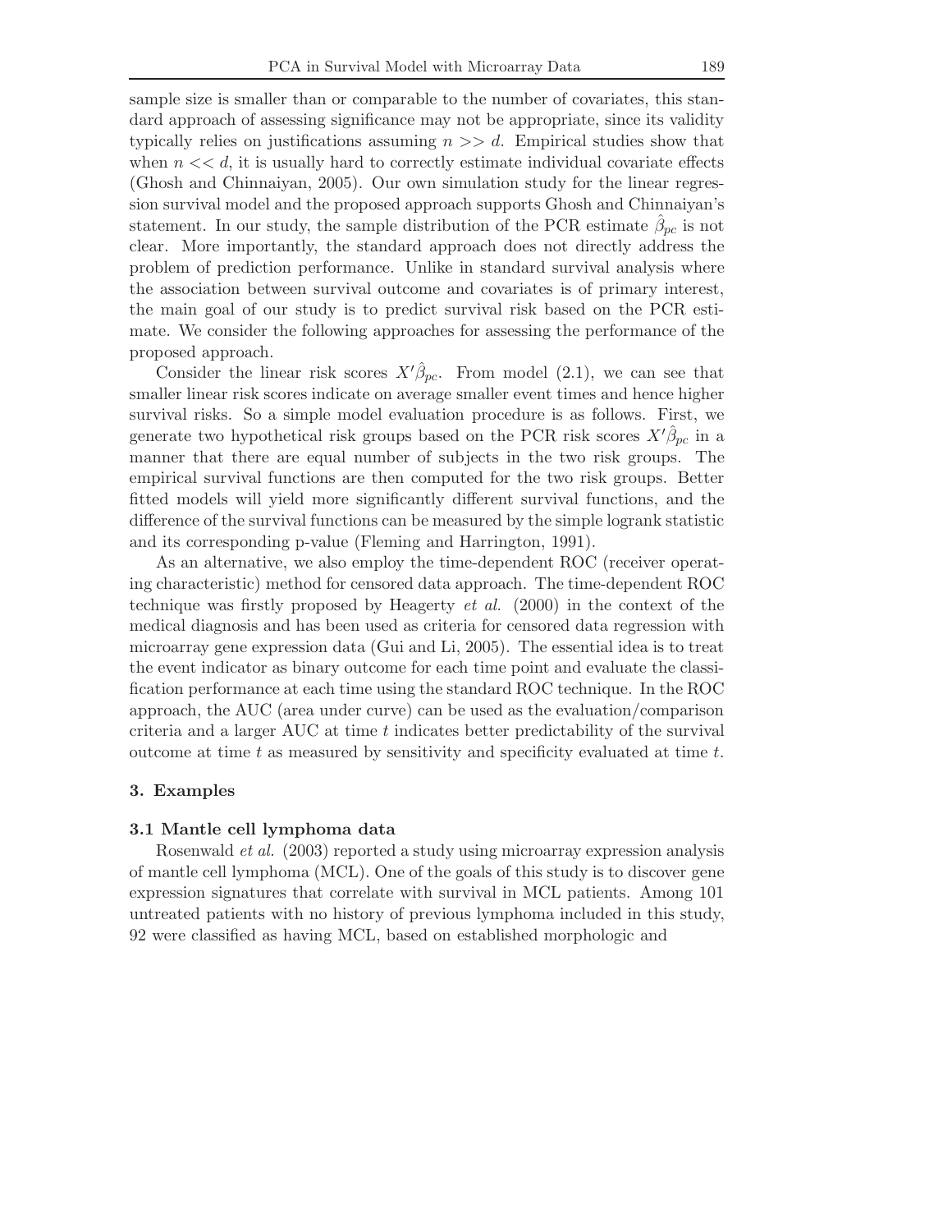sample size is smaller than or comparable to the number of covariates, this standard approach of assessing significance may not be appropriate, since its validity typically relies on justifications assuming $n >> d$. Empirical studies show that when $n << d$, it is usually hard to correctly estimate individual covariate effects (Ghosh and Chinnaiyan, 2005). Our own simulation study for the linear regression survival model and the proposed approach supports Ghosh and Chinnaiyan's statement. In our study, the sample distribution of the PCR estimate $\hat{\beta}_{pc}$ is not clear. More importantly, the standard approach does not directly address the problem of prediction performance. Unlike in standard survival analysis where the association between survival outcome and covariates is of primary interest, the main goal of our study is to predict survival risk based on the PCR estimate. We consider the following approaches for assessing the performance of the proposed approach.

Consider the linear risk scores $X'\hat{\beta}_{pc}$. From model (2.1), we can see that smaller linear risk scores indicate on average smaller event times and hence higher survival risks. So a simple model evaluation procedure is as follows. First, we generate two hypothetical risk groups based on the PCR risk scores $X'\hat{\beta}_{pc}$ in a manner that there are equal number of subjects in the two risk groups. The empirical survival functions are then computed for the two risk groups. Better fitted models will yield more significantly different survival functions, and the difference of the survival functions can be measured by the simple logrank statistic and its corresponding p-value (Fleming and Harrington, 1991).

As an alternative, we also employ the time-dependent ROC (receiver operating characteristic) method for censored data approach. The time-dependent ROC technique was firstly proposed by Heagerty *et al.* (2000) in the context of the medical diagnosis and has been used as criteria for censored data regression with microarray gene expression data (Gui and Li, 2005). The essential idea is to treat the event indicator as binary outcome for each time point and evaluate the classification performance at each time using the standard ROC technique. In the ROC approach, the AUC (area under curve) can be used as the evaluation/comparison criteria and a larger AUC at time $t$ indicates better predictability of the survival outcome at time $t$ as measured by sensitivity and specificity evaluated at time $t$.

## 3. Examples

### 3.1 Mantle cell lymphoma data

Rosenwald *et al.* (2003) reported a study using microarray expression analysis of mantle cell lymphoma (MCL). One of the goals of this study is to discover gene expression signatures that correlate with survival in MCL patients. Among 101 untreated patients with no history of previous lymphoma included in this study, 92 were classified as having MCL, based on established morphologic and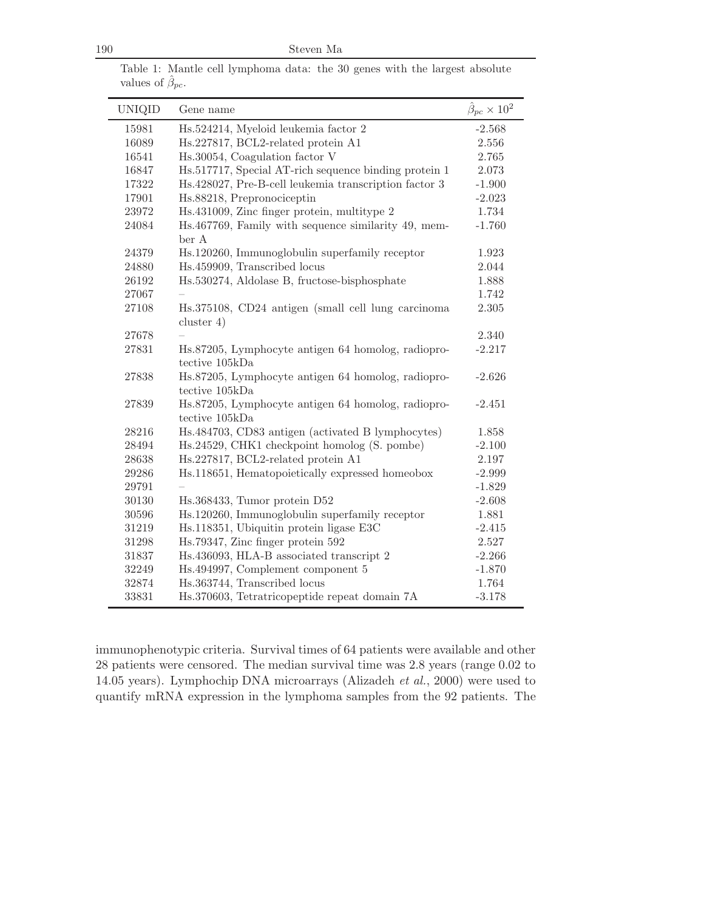Table 1: Mantle cell lymphoma data: the 30 genes with the largest absolute values of $\hat{\beta}_{pc}$.

| UNIQID | Gene name | $\hat{\beta}_{pc} \times 10^2$ |
|---|---|---|
| 15981 | Hs.524214, Myeloid leukemia factor 2 | -2.568 |
| 16089 | Hs.227817, BCL2-related protein A1 | 2.556 |
| 16541 | Hs.30054, Coagulation factor V | 2.765 |
| 16847 | Hs.517717, Special AT-rich sequence binding protein 1 | 2.073 |
| 17322 | Hs.428027, Pre-B-cell leukemia transcription factor 3 | -1.900 |
| 17901 | Hs.88218, Prepronociceptin | -2.023 |
| 23972 | Hs.431009, Zinc finger protein, multitype 2 | 1.734 |
| 24084 | Hs.467769, Family with sequence similarity 49, member A | -1.760 |
| 24379 | Hs.120260, Immunoglobulin superfamily receptor | 1.923 |
| 24880 | Hs.459909, Transcribed locus | 2.044 |
| 26192 | Hs.530274, Aldolase B, fructose-bisphosphate | 1.888 |
| 27067 | – | 1.742 |
| 27108 | Hs.375108, CD24 antigen (small cell lung carcinoma cluster 4) | 2.305 |
| 27678 | – | 2.340 |
| 27831 | Hs.87205, Lymphocyte antigen 64 homolog, radioprotective 105kDa | -2.217 |
| 27838 | Hs.87205, Lymphocyte antigen 64 homolog, radioprotective 105kDa | -2.626 |
| 27839 | Hs.87205, Lymphocyte antigen 64 homolog, radioprotective 105kDa | -2.451 |
| 28216 | Hs.484703, CD83 antigen (activated B lymphocytes) | 1.858 |
| 28494 | Hs.24529, CHK1 checkpoint homolog (S. pombe) | -2.100 |
| 28638 | Hs.227817, BCL2-related protein A1 | 2.197 |
| 29286 | Hs.118651, Hematopoietically expressed homeobox | -2.999 |
| 29791 | – | -1.829 |
| 30130 | Hs.368433, Tumor protein D52 | -2.608 |
| 30596 | Hs.120260, Immunoglobulin superfamily receptor | 1.881 |
| 31219 | Hs.118351, Ubiquitin protein ligase E3C | -2.415 |
| 31298 | Hs.79347, Zinc finger protein 592 | 2.527 |
| 31837 | Hs.436093, HLA-B associated transcript 2 | -2.266 |
| 32249 | Hs.494997, Complement component 5 | -1.870 |
| 32874 | Hs.363744, Transcribed locus | 1.764 |
| 33831 | Hs.370603, Tetratricopeptide repeat domain 7A | -3.178 |

immunophenotypic criteria. Survival times of 64 patients were available and other 28 patients were censored. The median survival time was 2.8 years (range 0.02 to 14.05 years). Lymphochip DNA microarrays (Alizadeh *et al.*, 2000) were used to quantify mRNA expression in the lymphoma samples from the 92 patients. The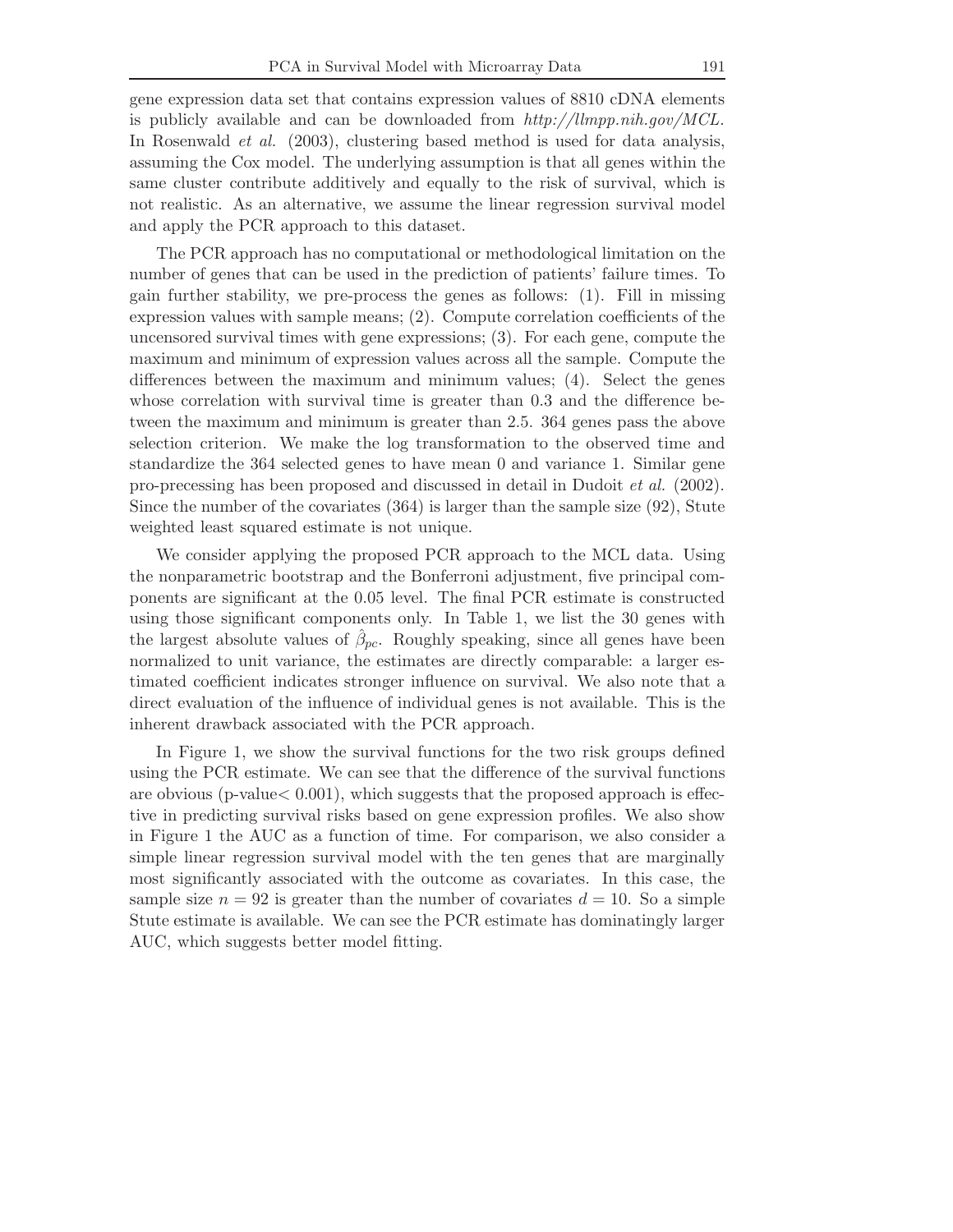gene expression data set that contains expression values of 8810 cDNA elements is publicly available and can be downloaded from *http://llmpp.nih.gov/MCL*. In Rosenwald *et al.* (2003), clustering based method is used for data analysis, assuming the Cox model. The underlying assumption is that all genes within the same cluster contribute additively and equally to the risk of survival, which is not realistic. As an alternative, we assume the linear regression survival model and apply the PCR approach to this dataset.

The PCR approach has no computational or methodological limitation on the number of genes that can be used in the prediction of patients' failure times. To gain further stability, we pre-process the genes as follows: (1). Fill in missing expression values with sample means; (2). Compute correlation coefficients of the uncensored survival times with gene expressions; (3). For each gene, compute the maximum and minimum of expression values across all the sample. Compute the differences between the maximum and minimum values; (4). Select the genes whose correlation with survival time is greater than 0.3 and the difference between the maximum and minimum is greater than 2.5. 364 genes pass the above selection criterion. We make the log transformation to the observed time and standardize the 364 selected genes to have mean 0 and variance 1. Similar gene pro-precessing has been proposed and discussed in detail in Dudoit *et al.* (2002). Since the number of the covariates (364) is larger than the sample size (92), Stute weighted least squared estimate is not unique.

We consider applying the proposed PCR approach to the MCL data. Using the nonparametric bootstrap and the Bonferroni adjustment, five principal components are significant at the 0.05 level. The final PCR estimate is constructed using those significant components only. In Table 1, we list the 30 genes with the largest absolute values of $\hat{\beta}_{pc}$. Roughly speaking, since all genes have been normalized to unit variance, the estimates are directly comparable: a larger estimated coefficient indicates stronger influence on survival. We also note that a direct evaluation of the influence of individual genes is not available. This is the inherent drawback associated with the PCR approach.

In Figure 1, we show the survival functions for the two risk groups defined using the PCR estimate. We can see that the difference of the survival functions are obvious (p-value$< 0.001$), which suggests that the proposed approach is effective in predicting survival risks based on gene expression profiles. We also show in Figure 1 the AUC as a function of time. For comparison, we also consider a simple linear regression survival model with the ten genes that are marginally most significantly associated with the outcome as covariates. In this case, the sample size $n = 92$ is greater than the number of covariates $d = 10$. So a simple Stute estimate is available. We can see the PCR estimate has dominatingly larger AUC, which suggests better model fitting.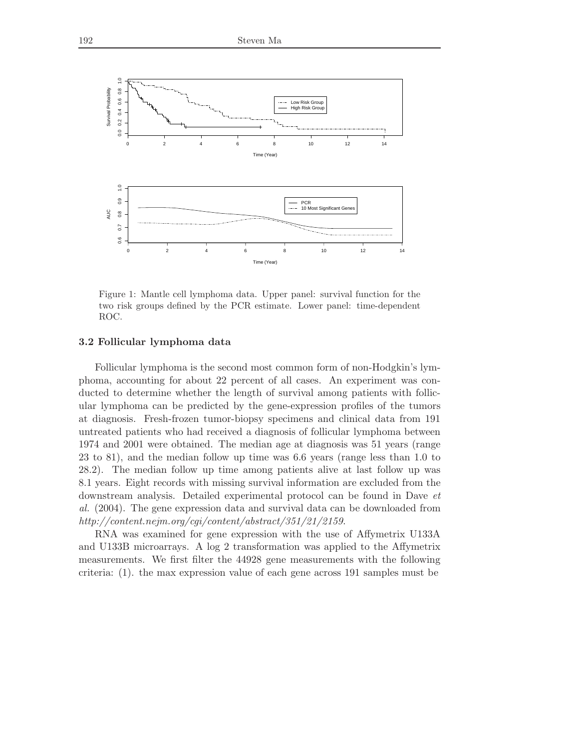Survival Probability

0.0 0.2 0.4 0.6 0.8 1.0

Low Risk Group
High Risk Group

0 2 4 6 8 10 12 14

Time (Year)

AUC

0.6 0.7 0.8 0.9 1.0

PCR
10 Most Significant Genes

0 2 4 6 8 10 12 14

Time (Year)

Figure 1: Mantle cell lymphoma data. Upper panel: survival function for the two risk groups defined by the PCR estimate. Lower panel: time-dependent ROC.

### 3.2 Follicular lymphoma data

Follicular lymphoma is the second most common form of non-Hodgkin's lymphoma, accounting for about 22 percent of all cases. An experiment was conducted to determine whether the length of survival among patients with follicular lymphoma can be predicted by the gene-expression profiles of the tumors at diagnosis. Fresh-frozen tumor-biopsy specimens and clinical data from 191 untreated patients who had received a diagnosis of follicular lymphoma between 1974 and 2001 were obtained. The median age at diagnosis was 51 years (range 23 to 81), and the median follow up time was 6.6 years (range less than 1.0 to 28.2). The median follow up time among patients alive at last follow up was 8.1 years. Eight records with missing survival information are excluded from the downstream analysis. Detailed experimental protocol can be found in Dave *et al.* (2004). The gene expression data and survival data can be downloaded from *http://content.nejm.org/cgi/content/abstract/351/21/2159*.

RNA was examined for gene expression with the use of Affymetrix U133A and U133B microarrays. A log 2 transformation was applied to the Affymetrix measurements. We first filter the 44928 gene measurements with the following criteria: (1). the max expression value of each gene across 191 samples must be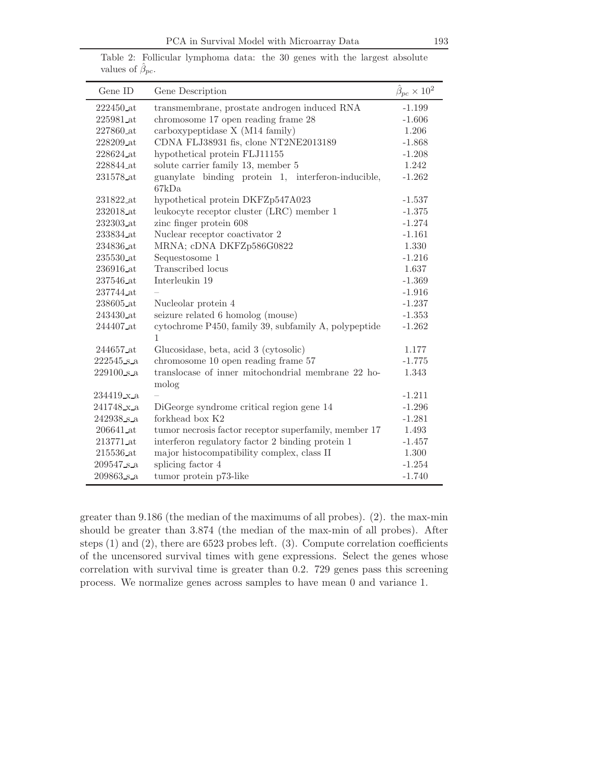Table 2: Follicular lymphoma data: the 30 genes with the largest absolute values of $\hat{\beta}_{pc}$.

| Gene ID | Gene Description | $\hat{\beta}_{pc} \times 10^2$ |
|---|---|---|
| 222450_at | transmembrane, prostate androgen induced RNA | -1.199 |
| 225981_at | chromosome 17 open reading frame 28 | -1.606 |
| 227860_at | carboxypeptidase X (M14 family) | 1.206 |
| 228209_at | CDNA FLJ38931 fis, clone NT2NE2013189 | -1.868 |
| 228624_at | hypothetical protein FLJ11155 | -1.208 |
| 228844_at | solute carrier family 13, member 5 | 1.242 |
| 231578_at | guanylate binding protein 1, interferon-inducible, 67kDa | -1.262 |
| 231822_at | hypothetical protein DKFZp547A023 | -1.537 |
| 232018_at | leukocyte receptor cluster (LRC) member 1 | -1.375 |
| 232303_at | zinc finger protein 608 | -1.274 |
| 233834_at | Nuclear receptor coactivator 2 | -1.161 |
| 234836_at | MRNA; cDNA DKFZp586G0822 | 1.330 |
| 235530_at | Sequestosome 1 | -1.216 |
| 236916_at | Transcribed locus | 1.637 |
| 237546_at | Interleukin 19 | -1.369 |
| 237744_at | – | -1.916 |
| 238605_at | Nucleolar protein 4 | -1.237 |
| 243430_at | seizure related 6 homolog (mouse) | -1.353 |
| 244407_at | cytochrome P450, family 39, subfamily A, polypeptide 1 | -1.262 |
| 244657_at | Glucosidase, beta, acid 3 (cytosolic) | 1.177 |
| 222545_s_a | chromosome 10 open reading frame 57 | -1.775 |
| 229100_s_a | translocase of inner mitochondrial membrane 22 homolog | 1.343 |
| 234419_x_a | – | -1.211 |
| 241748_x_a | DiGeorge syndrome critical region gene 14 | -1.296 |
| 242938_s_a | forkhead box K2 | -1.281 |
| 206641_at | tumor necrosis factor receptor superfamily, member 17 | 1.493 |
| 213771_at | interferon regulatory factor 2 binding protein 1 | -1.457 |
| 215536_at | major histocompatibility complex, class II | 1.300 |
| 209547_s_a | splicing factor 4 | -1.254 |
| 209863_s_a | tumor protein p73-like | -1.740 |

greater than 9.186 (the median of the maximums of all probes). (2). the max-min should be greater than 3.874 (the median of the max-min of all probes). After steps (1) and (2), there are 6523 probes left. (3). Compute correlation coefficients of the uncensored survival times with gene expressions. Select the genes whose correlation with survival time is greater than 0.2. 729 genes pass this screening process. We normalize genes across samples to have mean 0 and variance 1.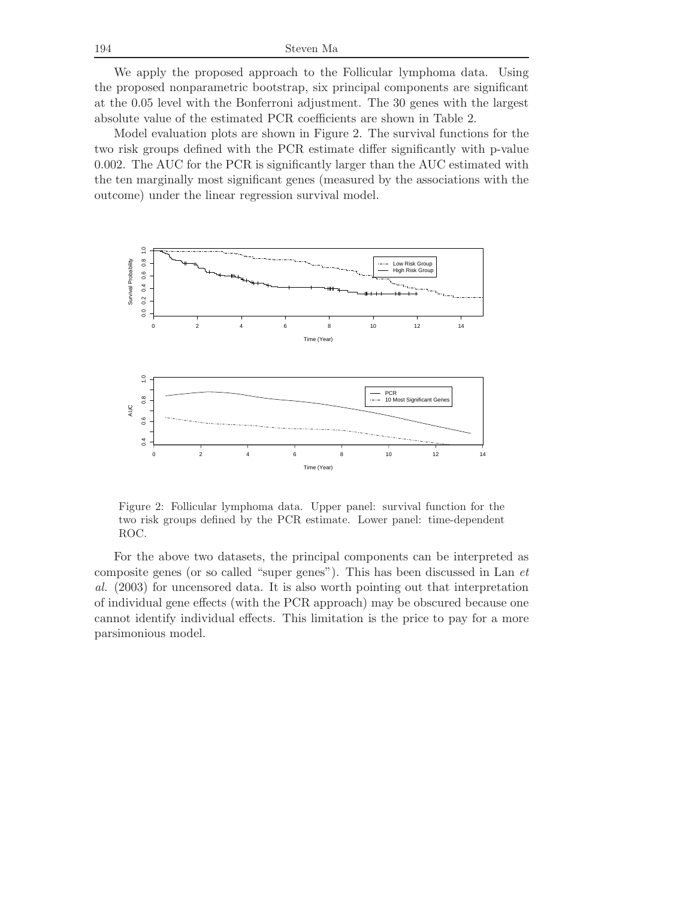We apply the proposed approach to the Follicular lymphoma data. Using the proposed nonparametric bootstrap, six principal components are significant at the 0.05 level with the Bonferroni adjustment. The 30 genes with the largest absolute value of the estimated PCR coefficients are shown in Table 2.

Model evaluation plots are shown in Figure 2. The survival functions for the two risk groups defined with the PCR estimate differ significantly with p-value 0.002. The AUC for the PCR is significantly larger than the AUC estimated with the ten marginally most significant genes (measured by the associations with the outcome) under the linear regression survival model.

Survival Probability
0.0 0.2 0.4 0.6 0.8 1.0
Low Risk Group
High Risk Group
0 2 4 6 8 10 12 14
Time (Year)

AUC
0.4 0.6 0.8 1.0
PCR
10 Most Significant Genes
0 2 4 6 8 10 12 14
Time (Year)

Figure 2: Follicular lymphoma data. Upper panel: survival function for the two risk groups defined by the PCR estimate. Lower panel: time-dependent ROC.

For the above two datasets, the principal components can be interpreted as composite genes (or so called "super genes"). This has been discussed in Lan *et al.* (2003) for uncensored data. It is also worth pointing out that interpretation of individual gene effects (with the PCR approach) may be obscured because one cannot identify individual effects. This limitation is the price to pay for a more parsimonious model.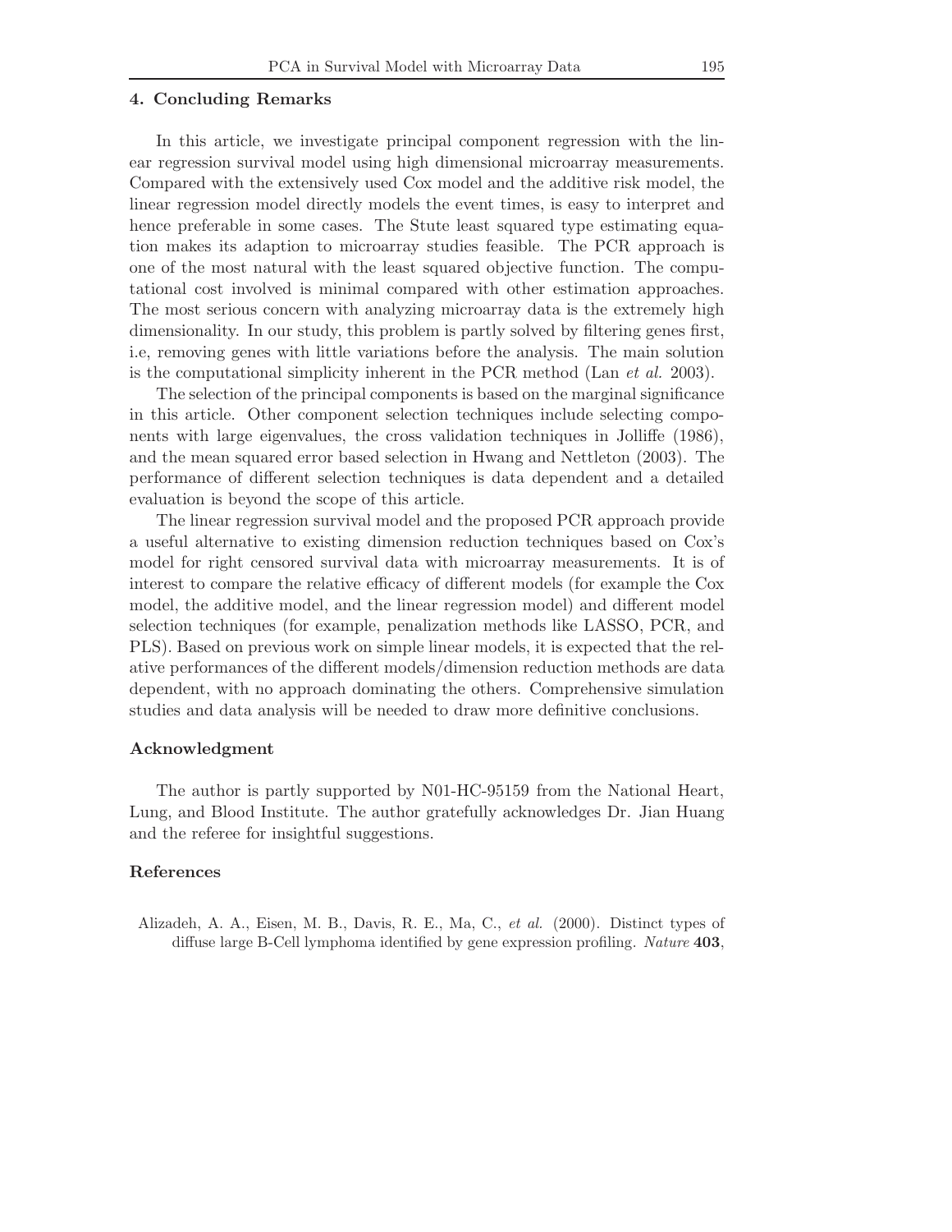## 4. Concluding Remarks

In this article, we investigate principal component regression with the linear regression survival model using high dimensional microarray measurements. Compared with the extensively used Cox model and the additive risk model, the linear regression model directly models the event times, is easy to interpret and hence preferable in some cases. The Stute least squared type estimating equation makes its adaption to microarray studies feasible. The PCR approach is one of the most natural with the least squared objective function. The computational cost involved is minimal compared with other estimation approaches. The most serious concern with analyzing microarray data is the extremely high dimensionality. In our study, this problem is partly solved by filtering genes first, i.e, removing genes with little variations before the analysis. The main solution is the computational simplicity inherent in the PCR method (Lan *et al.* 2003).

The selection of the principal components is based on the marginal significance in this article. Other component selection techniques include selecting components with large eigenvalues, the cross validation techniques in Jolliffe (1986), and the mean squared error based selection in Hwang and Nettleton (2003). The performance of different selection techniques is data dependent and a detailed evaluation is beyond the scope of this article.

The linear regression survival model and the proposed PCR approach provide a useful alternative to existing dimension reduction techniques based on Cox's model for right censored survival data with microarray measurements. It is of interest to compare the relative efficacy of different models (for example the Cox model, the additive model, and the linear regression model) and different model selection techniques (for example, penalization methods like LASSO, PCR, and PLS). Based on previous work on simple linear models, it is expected that the relative performances of the different models/dimension reduction methods are data dependent, with no approach dominating the others. Comprehensive simulation studies and data analysis will be needed to draw more definitive conclusions.

## Acknowledgment

The author is partly supported by N01-HC-95159 from the National Heart, Lung, and Blood Institute. The author gratefully acknowledges Dr. Jian Huang and the referee for insightful suggestions.

## References

Alizadeh, A. A., Eisen, M. B., Davis, R. E., Ma, C., *et al.* (2000). Distinct types of diffuse large B-Cell lymphoma identified by gene expression profiling. *Nature* **403**,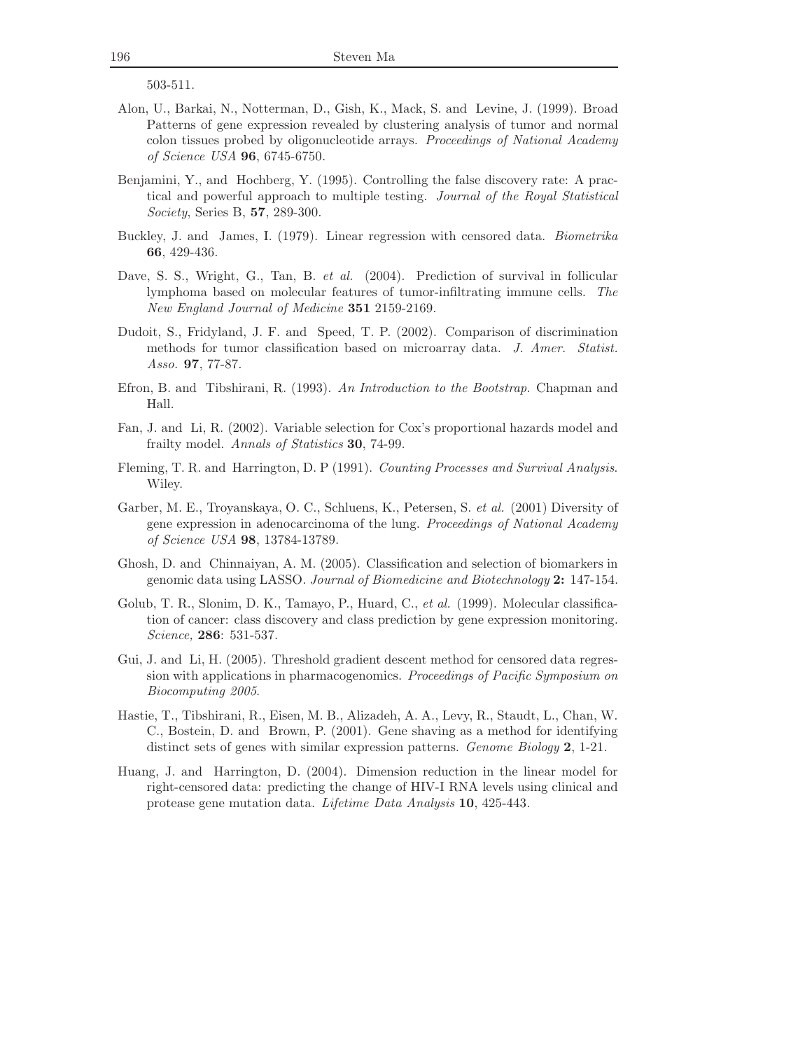503-511.

Alon, U., Barkai, N., Notterman, D., Gish, K., Mack, S. and Levine, J. (1999). Broad Patterns of gene expression revealed by clustering analysis of tumor and normal colon tissues probed by oligonucleotide arrays. *Proceedings of National Academy of Science USA* **96**, 6745-6750.

Benjamini, Y., and Hochberg, Y. (1995). Controlling the false discovery rate: A practical and powerful approach to multiple testing. *Journal of the Royal Statistical Society*, Series B, **57**, 289-300.

Buckley, J. and James, I. (1979). Linear regression with censored data. *Biometrika* **66**, 429-436.

Dave, S. S., Wright, G., Tan, B. *et al.* (2004). Prediction of survival in follicular lymphoma based on molecular features of tumor-infiltrating immune cells. *The New England Journal of Medicine* **351** 2159-2169.

Dudoit, S., Fridyland, J. F. and Speed, T. P. (2002). Comparison of discrimination methods for tumor classification based on microarray data. *J. Amer. Statist. Asso.* **97**, 77-87.

Efron, B. and Tibshirani, R. (1993). *An Introduction to the Bootstrap*. Chapman and Hall.

Fan, J. and Li, R. (2002). Variable selection for Cox's proportional hazards model and frailty model. *Annals of Statistics* **30**, 74-99.

Fleming, T. R. and Harrington, D. P (1991). *Counting Processes and Survival Analysis*. Wiley.

Garber, M. E., Troyanskaya, O. C., Schluens, K., Petersen, S. *et al.* (2001) Diversity of gene expression in adenocarcinoma of the lung. *Proceedings of National Academy of Science USA* **98**, 13784-13789.

Ghosh, D. and Chinnaiyan, A. M. (2005). Classification and selection of biomarkers in genomic data using LASSO. *Journal of Biomedicine and Biotechnology* **2:** 147-154.

Golub, T. R., Slonim, D. K., Tamayo, P., Huard, C., *et al.* (1999). Molecular classification of cancer: class discovery and class prediction by gene expression monitoring. *Science,* **286**: 531-537.

Gui, J. and Li, H. (2005). Threshold gradient descent method for censored data regression with applications in pharmacogenomics. *Proceedings of Pacific Symposium on Biocomputing 2005*.

Hastie, T., Tibshirani, R., Eisen, M. B., Alizadeh, A. A., Levy, R., Staudt, L., Chan, W. C., Bostein, D. and Brown, P. (2001). Gene shaving as a method for identifying distinct sets of genes with similar expression patterns. *Genome Biology* **2**, 1-21.

Huang, J. and Harrington, D. (2004). Dimension reduction in the linear model for right-censored data: predicting the change of HIV-I RNA levels using clinical and protease gene mutation data. *Lifetime Data Analysis* **10**, 425-443.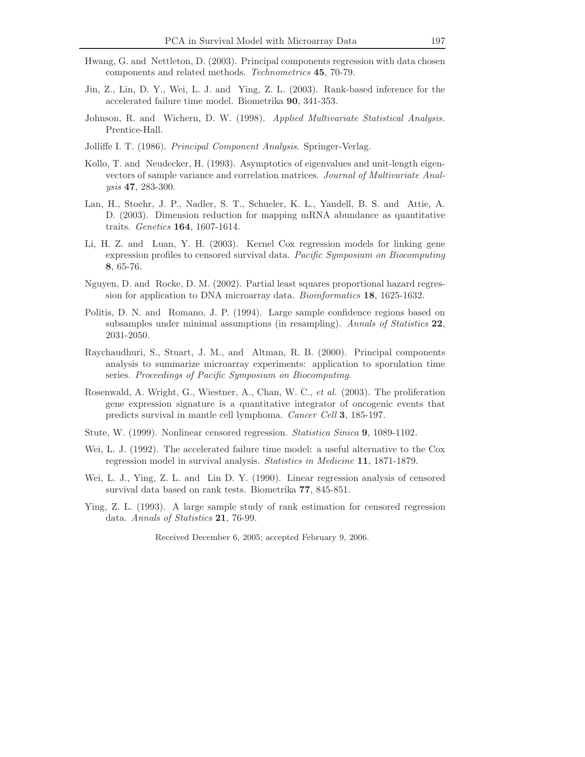Hwang, G. and Nettleton, D. (2003). Principal components regression with data chosen components and related methods. *Technometrics* **45**, 70-79.

Jin, Z., Lin, D. Y., Wei, L. J. and Ying, Z. L. (2003). Rank-based inference for the accelerated failure time model. Biometrika **90**, 341-353.

Johnson, R. and Wichern, D. W. (1998). *Applied Multivariate Statistical Analysis.* Prentice-Hall.

Jolliffe I. T. (1986). *Principal Component Analysis*. Springer-Verlag.

Kollo, T. and Neudecker, H. (1993). Asymptotics of eigenvalues and unit-length eigenvectors of sample variance and correlation matrices. *Journal of Multivariate Analysis* **47**, 283-300.

Lan, H., Stoehr, J. P., Nadler, S. T., Schueler, K. L., Yandell, B. S. and Attie, A. D. (2003). Dimension reduction for mapping mRNA abundance as quantitative traits. *Genetics* **164**, 1607-1614.

Li, H. Z. and Luan, Y. H. (2003). Kernel Cox regression models for linking gene expression profiles to censored survival data. *Pacific Symposium on Biocomputing* **8**, 65-76.

Nguyen, D. and Rocke, D. M. (2002). Partial least squares proportional hazard regression for application to DNA microarray data. *Bioinformatics* **18**, 1625-1632.

Politis, D. N. and Romano, J. P. (1994). Large sample confidence regions based on subsamples under minimal assumptions (in resampling). *Annals of Statistics* **22**, 2031-2050.

Raychaudhuri, S., Stuart, J. M., and Altman, R. B. (2000). Principal components analysis to summarize microarray experiments: application to sporulation time series. *Proceedings of Pacific Symposium on Biocomputing*.

Rosenwald, A. Wright, G., Wiestner, A., Chan, W. C., *et al.* (2003). The proliferation gene expression signature is a quantitative integrator of oncogenic events that predicts survival in mantle cell lymphoma. *Cancer Cell* **3**, 185-197.

Stute, W. (1999). Nonlinear censored regression. *Statistica Sinica* **9**, 1089-1102.

Wei, L. J. (1992). The accelerated failure time model: a useful alternative to the Cox regression model in survival analysis. *Statistics in Medicine* **11**, 1871-1879.

Wei, L. J., Ying, Z. L. and Lin D. Y. (1990). Linear regression analysis of censored survival data based on rank tests. Biometrika **77**, 845-851.

Ying, Z. L. (1993). A large sample study of rank estimation for censored regression data. *Annals of Statistics* **21**, 76-99.

Received December 6, 2005; accepted February 9, 2006.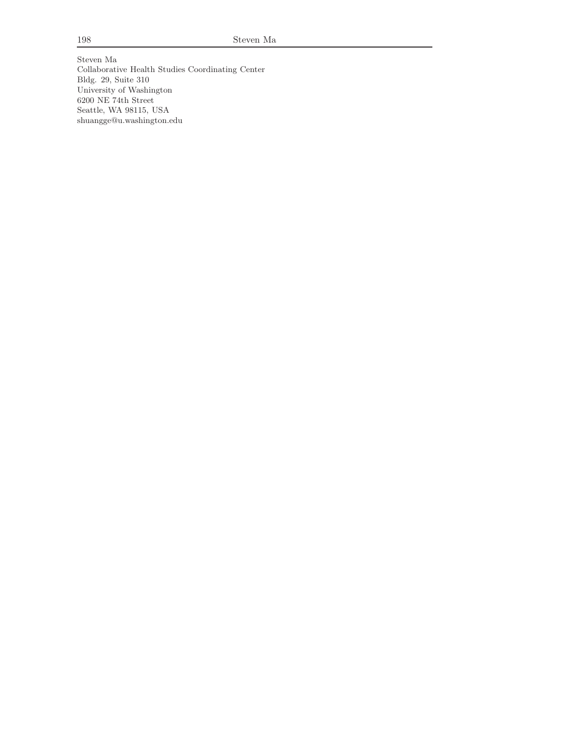Steven Ma
Collaborative Health Studies Coordinating Center
Bldg. 29, Suite 310
University of Washington
6200 NE 74th Street
Seattle, WA 98115, USA
shuangge@u.washington.edu